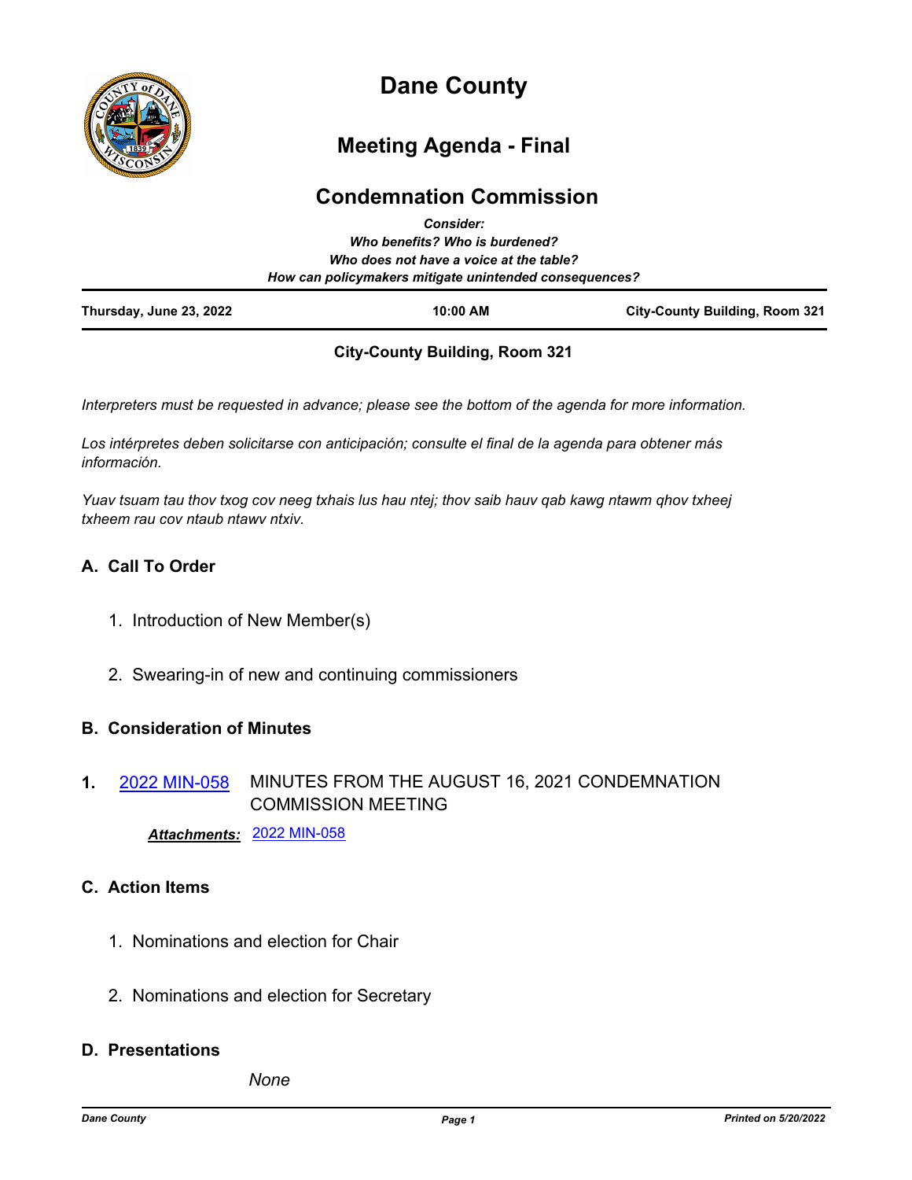# Dane County

## Meeting Agenda - Final

## Condemnation Commission

***Consider:***
***Who benefits? Who is burdened?***
***Who does not have a voice at the table?***
***How can policymakers mitigate unintended consequences?***

| **Thursday, June 23, 2022** | **10:00 AM** | **City-County Building, Room 321** |
|---|---|---|

**City-County Building, Room 321**

*Interpreters must be requested in advance; please see the bottom of the agenda for more information.*

*Los intérpretes deben solicitarse con anticipación; consulte el final de la agenda para obtener más información.*

*Yuav tsuam tau thov txog cov neeg txhais lus hau ntej; thov saib hauv qab kawg ntawm qhov txheej txheem rau cov ntaub ntawv ntxiv.*

### A. Call To Order

1. Introduction of New Member(s)

2. Swearing-in of new and continuing commissioners

### B. Consideration of Minutes

**1.** 2022 MIN-058 MINUTES FROM THE AUGUST 16, 2021 CONDEMNATION COMMISSION MEETING

***Attachments:*** 2022 MIN-058

### C. Action Items

1. Nominations and election for Chair

2. Nominations and election for Secretary

### D. Presentations

*None*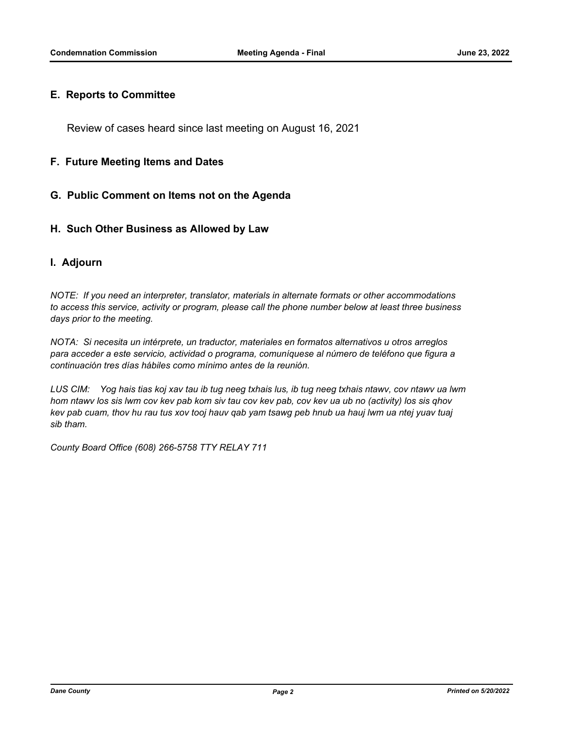## E. Reports to Committee

Review of cases heard since last meeting on August 16, 2021

## F. Future Meeting Items and Dates

## G. Public Comment on Items not on the Agenda

## H. Such Other Business as Allowed by Law

## I. Adjourn

*NOTE: If you need an interpreter, translator, materials in alternate formats or other accommodations to access this service, activity or program, please call the phone number below at least three business days prior to the meeting.*

*NOTA: Si necesita un intérprete, un traductor, materiales en formatos alternativos u otros arreglos para acceder a este servicio, actividad o programa, comuníquese al número de teléfono que figura a continuación tres días hábiles como mínimo antes de la reunión.*

*LUS CIM: Yog hais tias koj xav tau ib tug neeg txhais lus, ib tug neeg txhais ntawv, cov ntawv ua lwm hom ntawv los sis lwm cov kev pab kom siv tau cov kev pab, cov kev ua ub no (activity) los sis qhov kev pab cuam, thov hu rau tus xov tooj hauv qab yam tsawg peb hnub ua hauj lwm ua ntej yuav tuaj sib tham.*

*County Board Office (608) 266-5758 TTY RELAY 711*